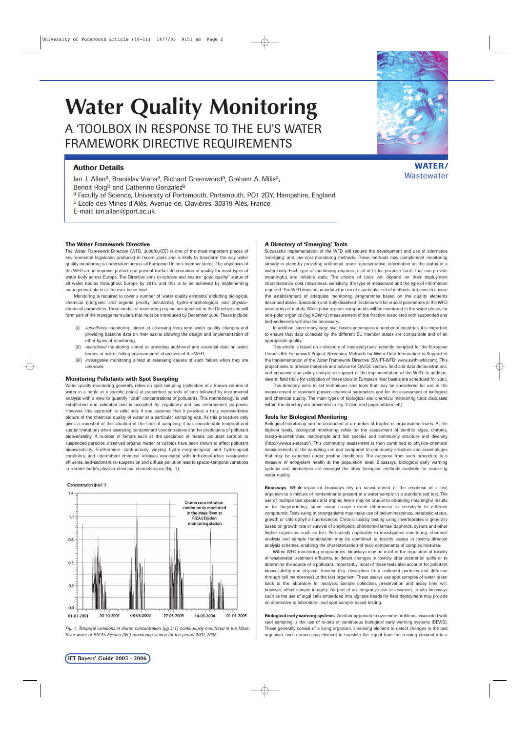# Water Quality Monitoring

## A 'TOOLBOX IN RESPONSE TO THE EU'S WATER FRAMEWORK DIRECTIVE REQUIREMENTS

WATER/ Wastewater

### Author Details

Ian J. Allan[a], Branislav Vrana[a], Richard Greenwood[a], Graham A. Mills[a], Benoit Roig[b] and Catherine Gonzalez[b]

[a] Faculty of Science, University of Portsmouth, Portsmouth, PO1 2DY, Hampshire, England

[b] Ecole des Mines d'Alès, Avenue de, Clavières, 30319 Alès, France

E-mail: ian.allan@port.ac.uk

### The Water Framework Directive

The Water Framework Directive (WFD, 2000/60/EC) is one of the most important pieces of environmental legislation produced in recent years and is likely to transform the way water quality monitoring is undertaken across all European Union's member states. The objectives of the WFD are to improve, protect and prevent further deterioration of quality for most types of water body across Europe. The Directive aims to achieve and ensure "good quality" status of all water bodies throughout Europe by 2015, and this is to be achieved by implementing management plans at the river basin level.

Monitoring is required to cover a number of 'water quality elements' including biological, chemical (inorganic and organic priority pollutants), hydro-morphological, and physico-chemical parameters. Three modes of monitoring regime are specified in the Directive and will form part of the management plans that must be introduced by December 2006. These include:

(i) *surveillance* monitoring aimed at assessing long-term water quality changes and providing baseline data on river basins allowing the design and implementation of other types of monitoring,

(ii) *operational* monitoring aimed at providing additional and essential data on water bodies at risk or failing environmental objectives of the WFD,

(iii) *investigative* monitoring aimed at assessing causes of such failure when they are unknown.

### Monitoring Pollutants with Spot Sampling

Water quality monitoring generally relies on spot sampling (collection of a known volume of water in a bottle at a specific place) at prescribed periods of time followed by instrumental analysis with a view to quantify "total" concentrations of pollutants. This methodology is well established and validated and is accepted for regulatory and law enforcement purposes. However, this approach is valid only if one assumes that it provides a truly representative picture of the chemical quality of water at a particular sampling site. As this procedure only gives a snapshot of the situation at the time of sampling, it has considerable temporal and spatial limitations when assessing contaminant concentrations and for predictions of pollutant bioavailability. A number of factors such as the speciation of metals, pollutant sorption to suspended particles, dissolved organic matter or colloids have been shown to affect pollutant bioavailability. Furthermore continuously varying hydro-morphological and hydrological conditions and intermittent chemical releases associated with industrial/urban wastewater effluents, bed-sediment re-suspension and diffuse pollution lead to spacio-temporal variations in a water body's physico-chemical characteristics (Fig. 1).

*Fig. 1. Temporal variations in diuron concentration (μg L-1) continuously monitored in the Maas River water at RIZA's Eijsden (NL) monitoring station for the period 2001-2005.*

### A Directory of 'Emerging' Tools

Successful implementation of the WFD will require the development and use of alternative 'emerging' and low-cost monitoring methods. These methods may complement monitoring already in place by providing additional, more representative, information on the status of a water body. Each type of monitoring requires a set of fit-for-purpose 'tools' that can provide meaningful and reliable data. The choice of tools will depend on their deployment characteristics, cost, robustness, sensitivity, the type of measurand and the type of information required. The WFD does not mandate the use of a particular set of methods, but aims to ensure the establishment of adequate monitoring programmes based on the quality elements described above. Speciation and truly dissolved fractions will be crucial parameters in the WFD monitoring of metals. While polar organic compounds will be monitored in the water phase, for non-polar organics (log KOW>3) measurement of the fraction associated with suspended and bed-sediments will also be necessary.

In addition, since many large river basins encompass a number of countries, it is important to ensure that data collected by the different EU member states are comparable and of an appropriate quality.

This article is based on a directory of 'emerging tools' recently compiled for the European Union's 6th Framework Project, Screening Methods for Water Data Information in Support of the Implementation of the Water Framework Directive (SWIFT-WFD; www.swift-wfd.com). This project aims to provide materials and advice for QA/QC sectors, field and data demonstrations, and economic and policy analysis in support of the implementation of the WFD. In addition, several field trials for validation of these tools in European river basins are scheduled for 2005.

This directory aims to list techniques and tools that may be considered for use in the measurement of standard physico-chemical parameters and for the assessment of biological and chemical quality. The main types of biological and chemical monitoring tools discussed within the directory are presented in Fig. 2 (see next page bottom left).

### Tools for Biological Monitoring

Biological monitoring can be conducted at a number of trophic or organisation levels. At the highest levels, ecological monitoring relies on the assessment of benthic algae, diatoms, macro-invertebrates, macrophyte and fish species and community structure and diversity (http://www.eu-star.at/). This community assessment is then combined to physico-chemical measurements at the sampling site and compared to community structure and assemblages that may be expected under pristine conditions. The outcome from such procedure is a measure of ecosystem health at the population level. Bioassays, biological early warning systems and biomarkers are amongst the other biological methods available for assessing water quality.

**Bioassays**: Whole-organism bioassays rely on measurement of the response of a test organism to a mixture of contaminants present in a water sample in a standardised test. The use of multiple test species and trophic levels may be crucial to obtaining meaningful results or for fingerprinting, since many assays exhibit differences in sensitivity to different compounds. Tests using microorganisms may make use of bioluminescence, metabolic status, growth or chlorophyll a fluorescence. Chronic toxicity testing using invertebrates is generally based on growth rate or survival of amphipods, chironomid larvae, daphnids, oysters and other higher organisms such as fish. Particularly applicable to investigative monitoring, chemical analysis and sample fractionation may be combined to toxicity assays in toxicity-directed analysis schemes, enabling the characterisation of toxic components of complex mixtures.

Within WFD monitoring programmes, bioassays may be used in the regulation of toxicity of wastewater treatment effluents, to detect changes in toxicity after accidental spills or to determine the source of a pollutant. Importantly, most of these tests also account for pollutant bioavailability and physical transfer (e.g. desorption from sediment particles and diffusion through cell membranes) to the test organism. These assays use spot samples of water taken back to the laboratory for analysis. Sample collection, preservation and assay time will, however, affect sample integrity. As part of an integrative risk assessment, in-situ bioassays such as the use of algal cells embedded into alginate beads for field deployment may provide an alternative to laboratory- and spot sample-based testing.

**Biological early warning systems**: Another approach to overcome problems associated with spot sampling is the use of in-situ or continuous biological early warning systems (BEWS). These generally consist of a living organism, a sensing element to detect changes in the test organism, and a processing element to translate the signal from the sensing element into a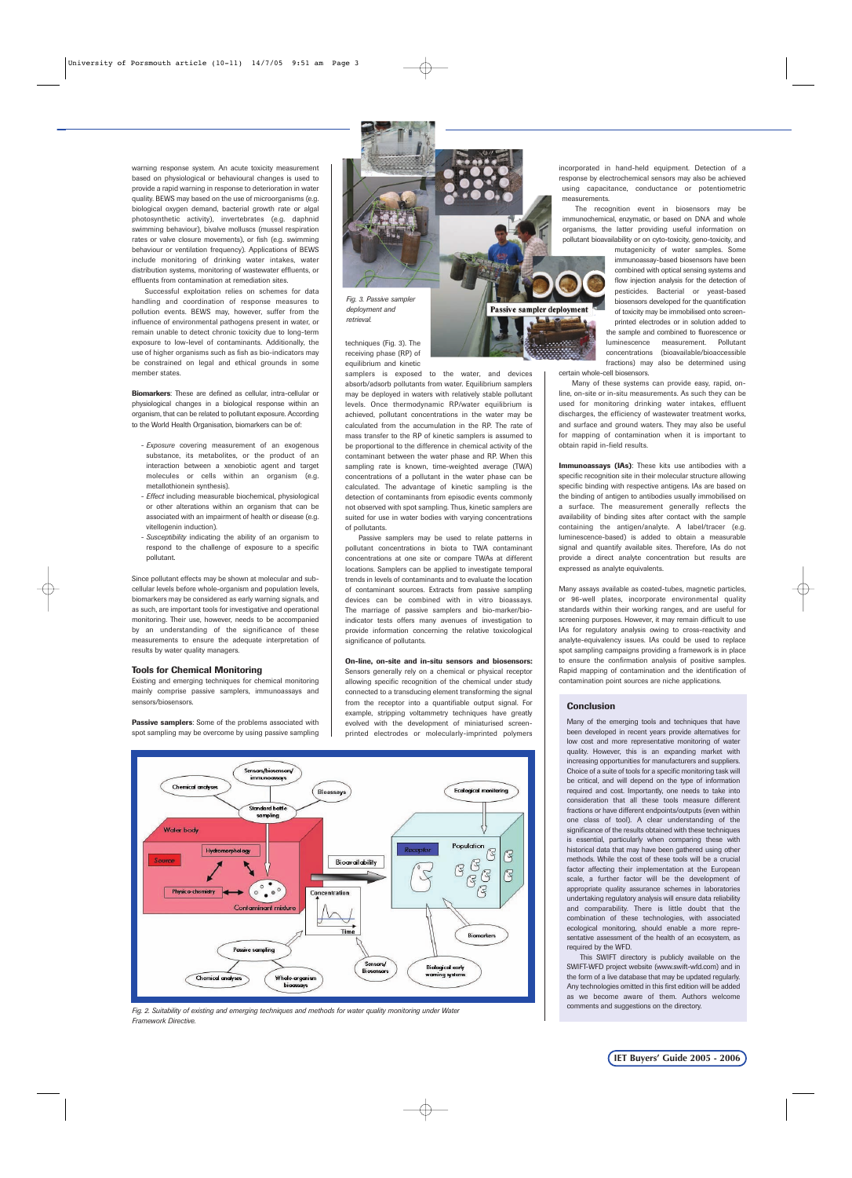warning response system. An acute toxicity measurement based on physiological or behavioural changes is used to provide a rapid warning in response to deterioration in water quality. BEWS may based on the use of microorganisms (e.g. biological oxygen demand, bacterial growth rate or algal photosynthetic activity), invertebrates (e.g. daphnid swimming behaviour), bivalve molluscs (mussel respiration rates or valve closure movements), or fish (e.g. swimming behaviour or ventilation frequency). Applications of BEWS include monitoring of drinking water intakes, water distribution systems, monitoring of wastewater effluents, or effluents from contamination at remediation sites.

Successful exploitation relies on schemes for data handling and coordination of response measures to pollution events. BEWS may, however, suffer from the influence of environmental pathogens present in water, or remain unable to detect chronic toxicity due to long-term exposure to low-level of contaminants. Additionally, the use of higher organisms such as fish as bio-indicators may be constrained on legal and ethical grounds in some member states.

**Biomarkers**: These are defined as cellular, intra-cellular or physiological changes in a biological response within an organism, that can be related to pollutant exposure. According to the World Health Organisation, biomarkers can be of:

- *Exposure* covering measurement of an exogenous substance, its metabolites, or the product of an interaction between a xenobiotic agent and target molecules or cells within an organism (e.g. metallothionein synthesis).
- *Effect* including measurable biochemical, physiological or other alterations within an organism that can be associated with an impairment of health or disease (e.g. vitellogenin induction).
- *Susceptibility* indicating the ability of an organism to respond to the challenge of exposure to a specific pollutant.

Since pollutant effects may be shown at molecular and sub-cellular levels before whole-organism and population levels, biomarkers may be considered as early warning signals, and as such, are important tools for investigative and operational monitoring. Their use, however, needs to be accompanied by an understanding of the significance of these measurements to ensure the adequate interpretation of results by water quality managers.

## Tools for Chemical Monitoring

Existing and emerging techniques for chemical monitoring mainly comprise passive samplers, immunoassays and sensors/biosensors.

**Passive samplers**: Some of the problems associated with spot sampling may be overcome by using passive sampling techniques (Fig. 3). The receiving phase (RP) of equilibrium and kinetic samplers is exposed to the water, and devices absorb/adsorb pollutants from water. Equilibrium samplers may be deployed in waters with relatively stable pollutant levels. Once thermodynamic RP/water equilibrium is achieved, pollutant concentrations in the water may be calculated from the accumulation in the RP. The rate of mass transfer to the RP of kinetic samplers is assumed to be proportional to the difference in chemical activity of the contaminant between the water phase and RP. When this sampling rate is known, time-weighted average (TWA) concentrations of a pollutant in the water phase can be calculated. The advantage of kinetic sampling is the detection of contaminants from episodic events commonly not observed with spot sampling. Thus, kinetic samplers are suited for use in water bodies with varying concentrations of pollutants.

Passive samplers may be used to relate patterns in pollutant concentrations in biota to TWA contaminant concentrations at one site or compare TWAs at different locations. Samplers can be applied to investigate temporal trends in levels of contaminants and to evaluate the location of contaminant sources. Extracts from passive sampling devices can be combined with in vitro bioassays. The marriage of passive samplers and bio-marker/bio-indicator tests offers many avenues of investigation to provide information concerning the relative toxicological significance of pollutants.

Passive sampler deployment

*Fig. 3. Passive sampler deployment and retrieval.*

**On-line, on-site and in-situ sensors and biosensors:** Sensors generally rely on a chemical or physical receptor allowing specific recognition of the chemical under study connected to a transducing element transforming the signal from the receptor into a quantifiable output signal. For example, stripping voltammetry techniques have greatly evolved with the development of miniaturised screen-printed electrodes or molecularly-imprinted polymers incorporated in hand-held equipment. Detection of a response by electrochemical sensors may also be achieved using capacitance, conductance or potentiometric measurements.

The recognition event in biosensors may be immunochemical, enzymatic, or based on DNA and whole organisms, the latter providing useful information on pollutant bioavailability or on cyto-toxicity, geno-toxicity, and mutagenicity of water samples. Some immunoassay-based biosensors have been combined with optical sensing systems and flow injection analysis for the detection of pesticides. Bacterial or yeast-based biosensors developed for the quantification of toxicity may be immobilised onto screen-printed electrodes or in solution added to the sample and combined to fluorescence or luminescence measurement. Pollutant concentrations (bioavailable/bioaccessible fractions) may also be determined using certain whole-cell biosensors.

Many of these systems can provide easy, rapid, on-line, on-site or in-situ measurements. As such they can be used for monitoring drinking water intakes, effluent discharges, the efficiency of wastewater treatment works, and surface and ground waters. They may also be useful for mapping of contamination when it is important to obtain rapid in-field results.

**Immunoassays (IAs)**: These kits use antibodies with a specific recognition site in their molecular structure allowing specific binding with respective antigens. IAs are based on the binding of antigen to antibodies usually immobilised on a surface. The measurement generally reflects the availability of binding sites after contact with the sample containing the antigen/analyte. A label/tracer (e.g. luminescence-based) is added to obtain a measurable signal and quantify available sites. Therefore, IAs do not provide a direct analyte concentration but results are expressed as analyte equivalents.

Many assays available as coated-tubes, magnetic particles, or 96-well plates, incorporate environmental quality standards within their working ranges, and are useful for screening purposes. However, it may remain difficult to use IAs for regulatory analysis owing to cross-reactivity and analyte-equivalency issues. IAs could be used to replace spot sampling campaigns providing a framework is in place to ensure the confirmation analysis of positive samples. Rapid mapping of contamination and the identification of contamination point sources are niche applications.

Sensors/biosensors/ immunoassays
Chemical analyses
Bioassays
Standard bottle sampling
Ecological monitoring
Water body
Hydromorphology
Source
Physico-chemistry
Contaminant mixture
Bioavailability
Concentration
Time
Receptor
Population
Biomarkers
Passive sampling
Chemical analyses
Whole-organism bioassays
Sensors/ Biosensors
Biological early warning systems

*Fig. 2. Suitability of existing and emerging techniques and methods for water quality monitoring under Water Framework Directive.*

## Conclusion

Many of the emerging tools and techniques that have been developed in recent years provide alternatives for low cost and more representative monitoring of water quality. However, this is an expanding market with increasing opportunities for manufacturers and suppliers. Choice of a suite of tools for a specific monitoring task will be critical, and will depend on the type of information required and cost. Importantly, one needs to take into consideration that all these tools measure different fractions or have different endpoints/outputs (even within one class of tool). A clear understanding of the significance of the results obtained with these techniques is essential, particularly when comparing these with historical data that may have been gathered using other methods. While the cost of these tools will be a crucial factor affecting their implementation at the European scale, a further factor will be the development of appropriate quality assurance schemes in laboratories undertaking regulatory analysis will ensure data reliability and comparability. There is little doubt that the combination of these technologies, with associated ecological monitoring, should enable a more representative assessment of the health of an ecosystem, as required by the WFD.

This SWIFT directory is publicly available on the SWIFT-WFD project website (www.swift-wfd.com) and in the form of a live database that may be updated regularly. Any technologies omitted in this first edition will be added as we become aware of them. Authors welcome comments and suggestions on the directory.